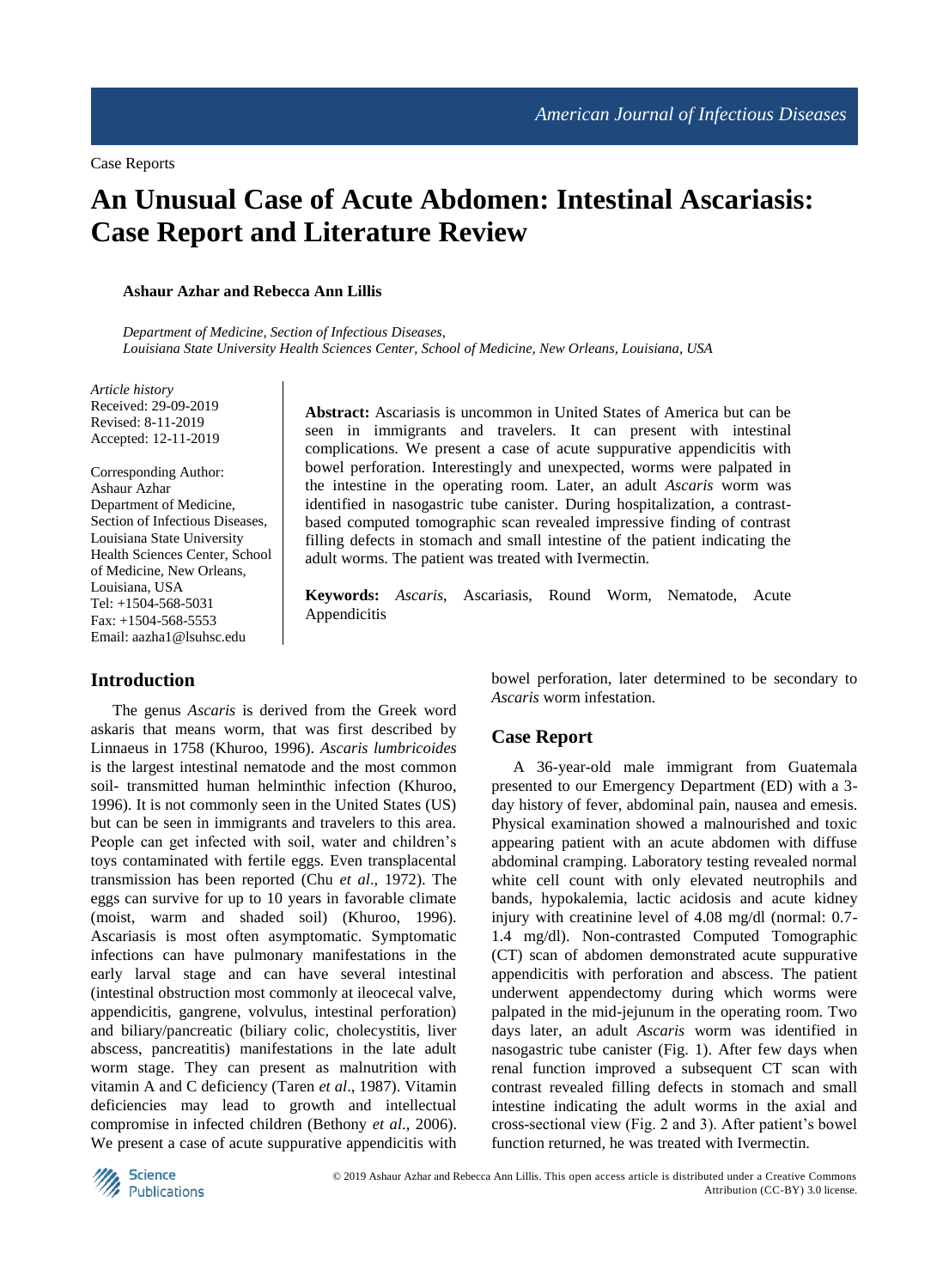Case Reports

# An Unusual Case of Acute Abdomen: Intestinal Ascariasis: Case Report and Literature Review

**Ashaur Azhar and Rebecca Ann Lillis**

*Department of Medicine, Section of Infectious Diseases,*
*Louisiana State University Health Sciences Center, School of Medicine, New Orleans, Louisiana, USA*

*Article history*
Received: 29-09-2019
Revised: 8-11-2019
Accepted: 12-11-2019

Corresponding Author:
Ashaur Azhar
Department of Medicine,
Section of Infectious Diseases,
Louisiana State University
Health Sciences Center, School
of Medicine, New Orleans,
Louisiana, USA
Tel: +1504-568-5031
Fax: +1504-568-5553
Email: aazha1@lsuhsc.edu

**Abstract:** Ascariasis is uncommon in United States of America but can be seen in immigrants and travelers. It can present with intestinal complications. We present a case of acute suppurative appendicitis with bowel perforation. Interestingly and unexpected, worms were palpated in the intestine in the operating room. Later, an adult *Ascaris* worm was identified in nasogastric tube canister. During hospitalization, a contrast-based computed tomographic scan revealed impressive finding of contrast filling defects in stomach and small intestine of the patient indicating the adult worms. The patient was treated with Ivermectin.

**Keywords:** *Ascaris*, Ascariasis, Round Worm, Nematode, Acute Appendicitis

## Introduction

The genus *Ascaris* is derived from the Greek word askaris that means worm, that was first described by Linnaeus in 1758 (Khuroo, 1996). *Ascaris lumbricoides* is the largest intestinal nematode and the most common soil- transmitted human helminthic infection (Khuroo, 1996). It is not commonly seen in the United States (US) but can be seen in immigrants and travelers to this area. People can get infected with soil, water and children's toys contaminated with fertile eggs. Even transplacental transmission has been reported (Chu *et al*., 1972). The eggs can survive for up to 10 years in favorable climate (moist, warm and shaded soil) (Khuroo, 1996). Ascariasis is most often asymptomatic. Symptomatic infections can have pulmonary manifestations in the early larval stage and can have several intestinal (intestinal obstruction most commonly at ileocecal valve, appendicitis, gangrene, volvulus, intestinal perforation) and biliary/pancreatic (biliary colic, cholecystitis, liver abscess, pancreatitis) manifestations in the late adult worm stage. They can present as malnutrition with vitamin A and C deficiency (Taren *et al*., 1987). Vitamin deficiencies may lead to growth and intellectual compromise in infected children (Bethony *et al*., 2006). We present a case of acute suppurative appendicitis with bowel perforation, later determined to be secondary to *Ascaris* worm infestation.

## Case Report

A 36-year-old male immigrant from Guatemala presented to our Emergency Department (ED) with a 3-day history of fever, abdominal pain, nausea and emesis. Physical examination showed a malnourished and toxic appearing patient with an acute abdomen with diffuse abdominal cramping. Laboratory testing revealed normal white cell count with only elevated neutrophils and bands, hypokalemia, lactic acidosis and acute kidney injury with creatinine level of 4.08 mg/dl (normal: 0.7-1.4 mg/dl). Non-contrasted Computed Tomographic (CT) scan of abdomen demonstrated acute suppurative appendicitis with perforation and abscess. The patient underwent appendectomy during which worms were palpated in the mid-jejunum in the operating room. Two days later, an adult *Ascaris* worm was identified in nasogastric tube canister (Fig. 1). After few days when renal function improved a subsequent CT scan with contrast revealed filling defects in stomach and small intestine indicating the adult worms in the axial and cross-sectional view (Fig. 2 and 3). After patient's bowel function returned, he was treated with Ivermectin.

© 2019 Ashaur Azhar and Rebecca Ann Lillis. This open access article is distributed under a Creative Commons Attribution (CC-BY) 3.0 license.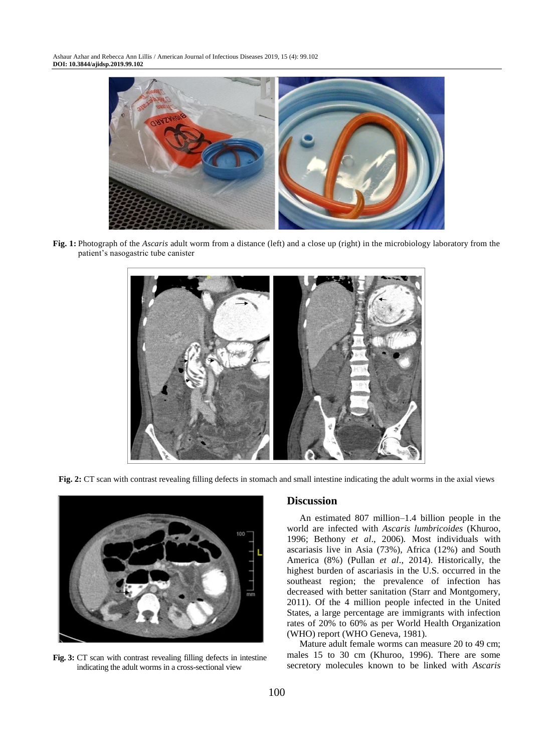**Fig. 1:** Photograph of the *Ascaris* adult worm from a distance (left) and a close up (right) in the microbiology laboratory from the patient's nasogastric tube canister

**Fig. 2:** CT scan with contrast revealing filling defects in stomach and small intestine indicating the adult worms in the axial views

**Fig. 3:** CT scan with contrast revealing filling defects in intestine indicating the adult worms in a cross-sectional view

## Discussion

An estimated 807 million–1.4 billion people in the world are infected with *Ascaris lumbricoides* (Khuroo, 1996; Bethony *et al*., 2006). Most individuals with ascariasis live in Asia (73%), Africa (12%) and South America (8%) (Pullan *et al*., 2014). Historically, the highest burden of ascariasis in the U.S. occurred in the southeast region; the prevalence of infection has decreased with better sanitation (Starr and Montgomery, 2011). Of the 4 million people infected in the United States, a large percentage are immigrants with infection rates of 20% to 60% as per World Health Organization (WHO) report (WHO Geneva, 1981).

Mature adult female worms can measure 20 to 49 cm; males 15 to 30 cm (Khuroo, 1996). There are some secretory molecules known to be linked with *Ascaris*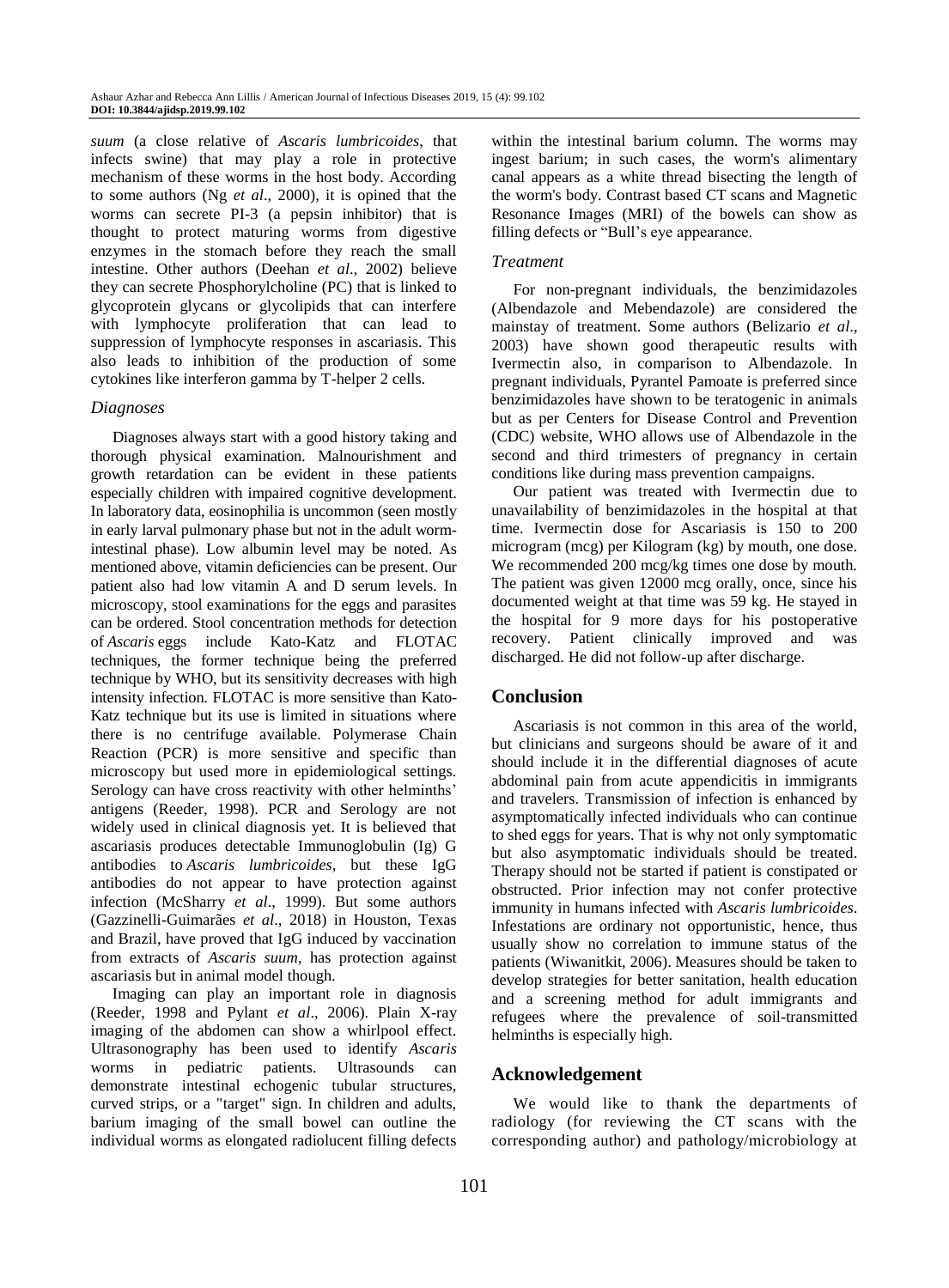*suum* (a close relative of *Ascaris lumbricoides*, that infects swine) that may play a role in protective mechanism of these worms in the host body. According to some authors (Ng *et al*., 2000), it is opined that the worms can secrete PI-3 (a pepsin inhibitor) that is thought to protect maturing worms from digestive enzymes in the stomach before they reach the small intestine. Other authors (Deehan *et al*., 2002) believe they can secrete Phosphorylcholine (PC) that is linked to glycoprotein glycans or glycolipids that can interfere with lymphocyte proliferation that can lead to suppression of lymphocyte responses in ascariasis. This also leads to inhibition of the production of some cytokines like interferon gamma by T-helper 2 cells.

### Diagnoses

Diagnoses always start with a good history taking and thorough physical examination. Malnourishment and growth retardation can be evident in these patients especially children with impaired cognitive development. In laboratory data, eosinophilia is uncommon (seen mostly in early larval pulmonary phase but not in the adult worm-intestinal phase). Low albumin level may be noted. As mentioned above, vitamin deficiencies can be present. Our patient also had low vitamin A and D serum levels. In microscopy, stool examinations for the eggs and parasites can be ordered. Stool concentration methods for detection of *Ascaris* eggs include Kato-Katz and FLOTAC techniques, the former technique being the preferred technique by WHO, but its sensitivity decreases with high intensity infection. FLOTAC is more sensitive than Kato-Katz technique but its use is limited in situations where there is no centrifuge available. Polymerase Chain Reaction (PCR) is more sensitive and specific than microscopy but used more in epidemiological settings. Serology can have cross reactivity with other helminths' antigens (Reeder, 1998). PCR and Serology are not widely used in clinical diagnosis yet. It is believed that ascariasis produces detectable Immunoglobulin (Ig) G antibodies to *Ascaris lumbricoides*, but these IgG antibodies do not appear to have protection against infection (McSharry *et al*., 1999). But some authors (Gazzinelli-Guimarães *et al*., 2018) in Houston, Texas and Brazil, have proved that IgG induced by vaccination from extracts of *Ascaris suum*, has protection against ascariasis but in animal model though.

Imaging can play an important role in diagnosis (Reeder, 1998 and Pylant *et al*., 2006). Plain X-ray imaging of the abdomen can show a whirlpool effect. Ultrasonography has been used to identify *Ascaris* worms in pediatric patients. Ultrasounds can demonstrate intestinal echogenic tubular structures, curved strips, or a "target" sign. In children and adults, barium imaging of the small bowel can outline the individual worms as elongated radiolucent filling defects within the intestinal barium column. The worms may ingest barium; in such cases, the worm's alimentary canal appears as a white thread bisecting the length of the worm's body. Contrast based CT scans and Magnetic Resonance Images (MRI) of the bowels can show as filling defects or "Bull's eye appearance.

### Treatment

For non-pregnant individuals, the benzimidazoles (Albendazole and Mebendazole) are considered the mainstay of treatment. Some authors (Belizario *et al*., 2003) have shown good therapeutic results with Ivermectin also, in comparison to Albendazole. In pregnant individuals, Pyrantel Pamoate is preferred since benzimidazoles have shown to be teratogenic in animals but as per Centers for Disease Control and Prevention (CDC) website, WHO allows use of Albendazole in the second and third trimesters of pregnancy in certain conditions like during mass prevention campaigns.

Our patient was treated with Ivermectin due to unavailability of benzimidazoles in the hospital at that time. Ivermectin dose for Ascariasis is 150 to 200 microgram (mcg) per Kilogram (kg) by mouth, one dose. We recommended 200 mcg/kg times one dose by mouth. The patient was given 12000 mcg orally, once, since his documented weight at that time was 59 kg. He stayed in the hospital for 9 more days for his postoperative recovery. Patient clinically improved and was discharged. He did not follow-up after discharge.

## Conclusion

Ascariasis is not common in this area of the world, but clinicians and surgeons should be aware of it and should include it in the differential diagnoses of acute abdominal pain from acute appendicitis in immigrants and travelers. Transmission of infection is enhanced by asymptomatically infected individuals who can continue to shed eggs for years. That is why not only symptomatic but also asymptomatic individuals should be treated. Therapy should not be started if patient is constipated or obstructed. Prior infection may not confer protective immunity in humans infected with *Ascaris lumbricoides*. Infestations are ordinary not opportunistic, hence, thus usually show no correlation to immune status of the patients (Wiwanitkit, 2006). Measures should be taken to develop strategies for better sanitation, health education and a screening method for adult immigrants and refugees where the prevalence of soil-transmitted helminths is especially high.

## Acknowledgement

We would like to thank the departments of radiology (for reviewing the CT scans with the corresponding author) and pathology/microbiology at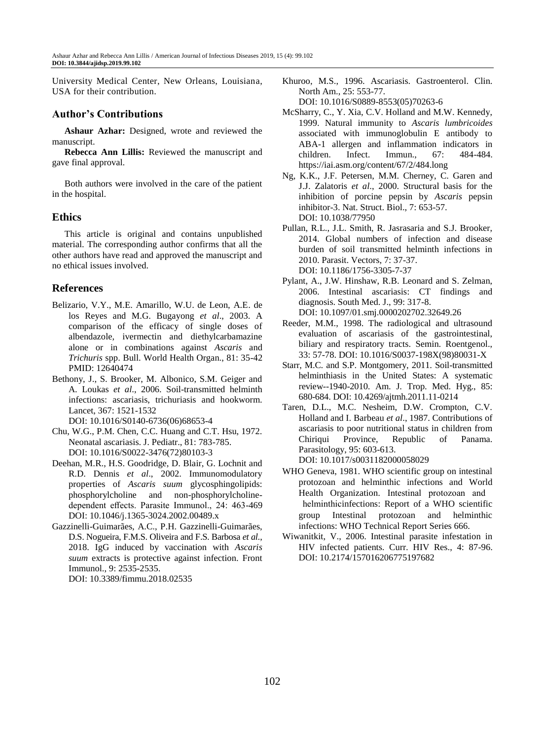University Medical Center, New Orleans, Louisiana, USA for their contribution.

## Author's Contributions

**Ashaur Azhar:** Designed, wrote and reviewed the manuscript.

**Rebecca Ann Lillis:** Reviewed the manuscript and gave final approval.

Both authors were involved in the care of the patient in the hospital.

## Ethics

This article is original and contains unpublished material. The corresponding author confirms that all the other authors have read and approved the manuscript and no ethical issues involved.

## References

Belizario, V.Y., M.E. Amarillo, W.U. de Leon, A.E. de los Reyes and M.G. Bugayong *et al*., 2003. A comparison of the efficacy of single doses of albendazole, ivermectin and diethylcarbamazine alone or in combinations against *Ascaris* and *Trichuris* spp. Bull. World Health Organ., 81: 35-42 PMID: 12640474

Bethony, J., S. Brooker, M. Albonico, S.M. Geiger and A. Loukas *et al*., 2006. Soil-transmitted helminth infections: ascariasis, trichuriasis and hookworm. Lancet, 367: 1521-1532 DOI: 10.1016/S0140-6736(06)68653-4

Chu, W.G., P.M. Chen, C.C. Huang and C.T. Hsu, 1972. Neonatal ascariasis. J. Pediatr., 81: 783-785. DOI: 10.1016/S0022-3476(72)80103-3

Deehan, M.R., H.S. Goodridge, D. Blair, G. Lochnit and R.D. Dennis *et al*., 2002. Immunomodulatory properties of *Ascaris suum* glycosphingolipids: phosphorylcholine and non-phosphorylcholine-dependent effects. Parasite Immunol., 24: 463-469 DOI: 10.1046/j.1365-3024.2002.00489.x

Gazzinelli-Guimarães, A.C., P.H. Gazzinelli-Guimarães, D.S. Nogueira, F.M.S. Oliveira and F.S. Barbosa *et al.*, 2018. IgG induced by vaccination with *Ascaris suum* extracts is protective against infection. Front Immunol., 9: 2535-2535. DOI: 10.3389/fimmu.2018.02535

Khuroo, M.S., 1996. Ascariasis. Gastroenterol. Clin. North Am., 25: 553-77. DOI: 10.1016/S0889-8553(05)70263-6

McSharry, C., Y. Xia, C.V. Holland and M.W. Kennedy, 1999. Natural immunity to *Ascaris lumbricoides* associated with immunoglobulin E antibody to ABA-1 allergen and inflammation indicators in children. Infect. Immun., 67: 484-484. https://iai.asm.org/content/67/2/484.long

Ng, K.K., J.F. Petersen, M.M. Cherney, C. Garen and J.J. Zalatoris *et al*., 2000. Structural basis for the inhibition of porcine pepsin by *Ascaris* pepsin inhibitor-3. Nat. Struct. Biol., 7: 653-57. DOI: 10.1038/77950

Pullan, R.L., J.L. Smith, R. Jasrasaria and S.J. Brooker, 2014. Global numbers of infection and disease burden of soil transmitted helminth infections in 2010. Parasit. Vectors, 7: 37-37. DOI: 10.1186/1756-3305-7-37

Pylant, A., J.W. Hinshaw, R.B. Leonard and S. Zelman, 2006. Intestinal ascariasis: CT findings and diagnosis. South Med. J., 99: 317-8. DOI: 10.1097/01.smj.0000202702.32649.26

Reeder, M.M., 1998. The radiological and ultrasound evaluation of ascariasis of the gastrointestinal, biliary and respiratory tracts. Semin. Roentgenol., 33: 57-78. DOI: 10.1016/S0037-198X(98)80031-X

Starr, M.C. and S.P. Montgomery, 2011. Soil-transmitted helminthiasis in the United States: A systematic review--1940-2010. Am. J. Trop. Med. Hyg., 85: 680-684. DOI: 10.4269/ajtmh.2011.11-0214

Taren, D.L., M.C. Nesheim, D.W. Crompton, C.V. Holland and I. Barbeau *et al*., 1987. Contributions of ascariasis to poor nutritional status in children from Chiriqui Province, Republic of Panama. Parasitology, 95: 603-613. DOI: 10.1017/s0031182000058029

WHO Geneva, 1981. WHO scientific group on intestinal protozoan and helminthic infections and World Health Organization. Intestinal protozoan and helminthicinfections: Report of a WHO scientific group Intestinal protozoan and helminthic infections: WHO Technical Report Series 666.

Wiwanitkit, V., 2006. Intestinal parasite infestation in HIV infected patients. Curr. HIV Res., 4: 87-96. DOI: 10.2174/157016206775197682